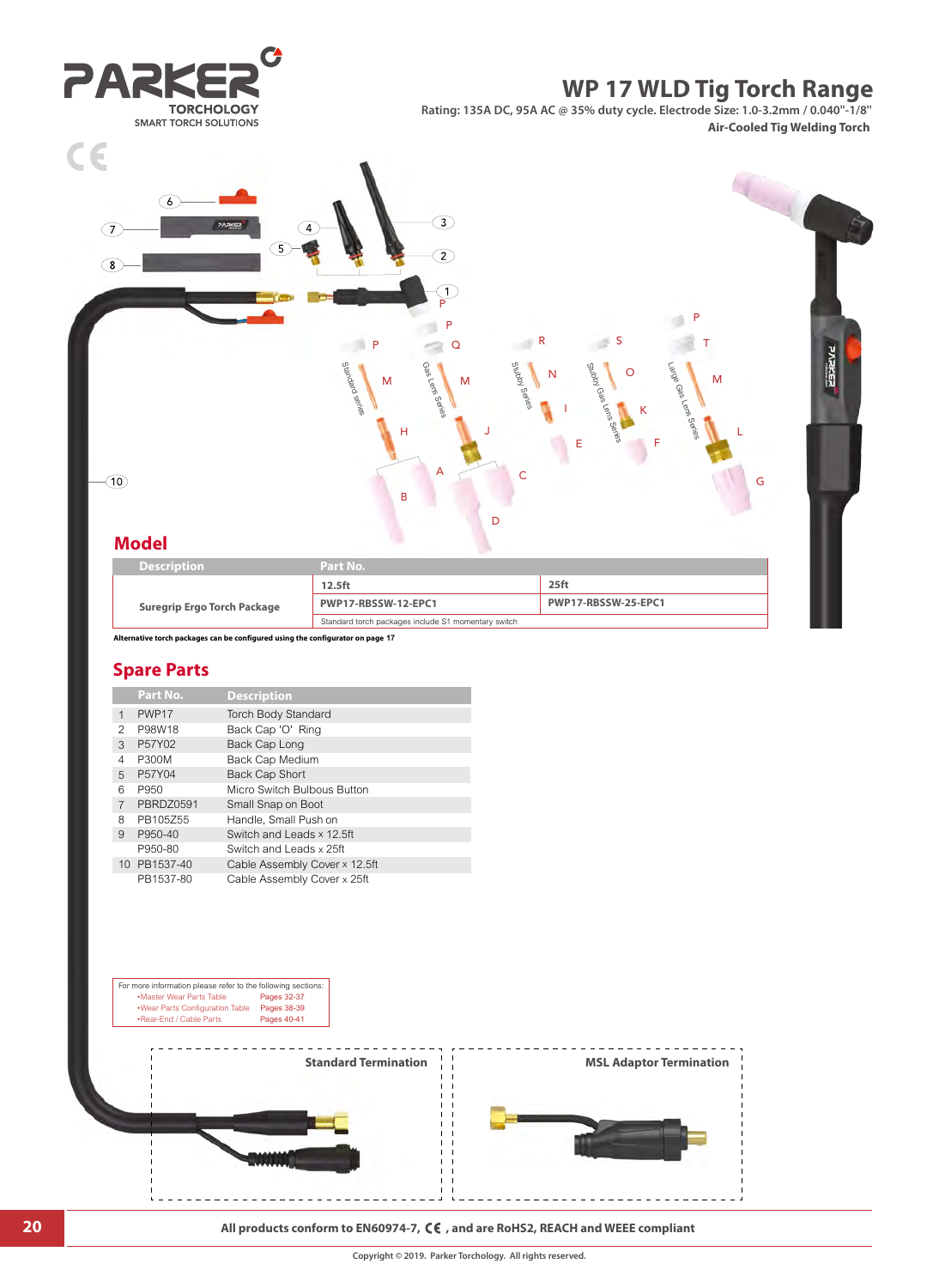# WP 17 WLD Tig Torch Range

Rating: 135A DC, 95A AC @ 35% duty cycle. Electrode Size: 1.0-3.2mm / 0.040"-1/8"

**Air-Cooled Tig Welding Torch**

## Model

| Description | Part No. | |
|---|---|---|
| Suregrip Ergo Torch Package | **12.5ft** | **25ft** |
| | **PWP17-RBSSW-12-EPC1** | **PWP17-RBSSW-25-EPC1** |
| | Standard torch packages include S1 momentary switch | |

**Alternative torch packages can be configured using the configurator on page 17**

## Spare Parts

| | Part No. | Description |
|---|---|---|
| 1 | PWP17 | Torch Body Standard |
| 2 | P98W18 | Back Cap 'O' Ring |
| 3 | P57Y02 | Back Cap Long |
| 4 | P300M | Back Cap Medium |
| 5 | P57Y04 | Back Cap Short |
| 6 | P950 | Micro Switch Bulbous Button |
| 7 | PBRDZ0591 | Small Snap on Boot |
| 8 | PB105Z55 | Handle, Small Push on |
| 9 | P950-40 | Switch and Leads × 12.5ft |
| | P950-80 | Switch and Leads × 25ft |
| 10 | PB1537-40 | Cable Assembly Cover × 12.5ft |
| | PB1537-80 | Cable Assembly Cover × 25ft |

For more information please refer to the following sections:

- Master Wear Parts Table — Pages 32-37
- Wear Parts Configuration Table — Pages 38-39
- Rear-End / Cable Parts — Pages 40-41

**Standard Termination**

**MSL Adaptor Termination**

**All products conform to EN60974-7, CE, and are RoHS2, REACH and WEEE compliant**

Copyright © 2019. Parker Torchology. All rights reserved.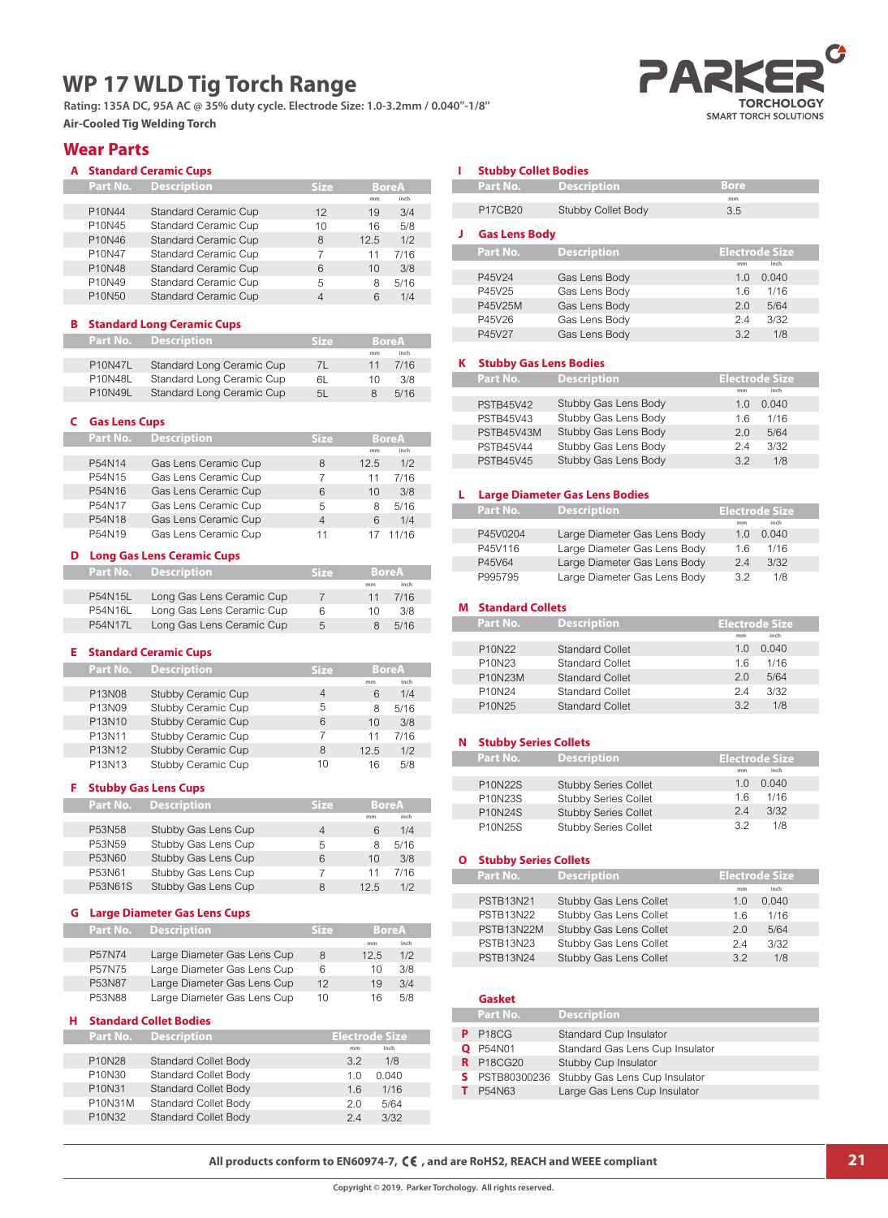# WP 17 WLD Tig Torch Range

**Rating: 135A DC, 95A AC @ 35% duty cycle. Electrode Size: 1.0-3.2mm / 0.040"-1/8"**

**Air-Cooled Tig Welding Torch**

PARKER TORCHOLOGY SMART TORCH SOLUTIONS

## Wear Parts

### A Standard Ceramic Cups

| Part No. | Description | Size | Bore mm | Bore inch |
|---|---|---|---|---|
| P10N44 | Standard Ceramic Cup | 12 | 19 | 3/4 |
| P10N45 | Standard Ceramic Cup | 10 | 16 | 5/8 |
| P10N46 | Standard Ceramic Cup | 8 | 12.5 | 1/2 |
| P10N47 | Standard Ceramic Cup | 7 | 11 | 7/16 |
| P10N48 | Standard Ceramic Cup | 6 | 10 | 3/8 |
| P10N49 | Standard Ceramic Cup | 5 | 8 | 5/16 |
| P10N50 | Standard Ceramic Cup | 4 | 6 | 1/4 |

### B Standard Long Ceramic Cups

| Part No. | Description | Size | Bore mm | Bore inch |
|---|---|---|---|---|
| P10N47L | Standard Long Ceramic Cup | 7L | 11 | 7/16 |
| P10N48L | Standard Long Ceramic Cup | 6L | 10 | 3/8 |
| P10N49L | Standard Long Ceramic Cup | 5L | 8 | 5/16 |

### C Gas Lens Cups

| Part No. | Description | Size | Bore mm | Bore inch |
|---|---|---|---|---|
| P54N14 | Gas Lens Ceramic Cup | 8 | 12.5 | 1/2 |
| P54N15 | Gas Lens Ceramic Cup | 7 | 11 | 7/16 |
| P54N16 | Gas Lens Ceramic Cup | 6 | 10 | 3/8 |
| P54N17 | Gas Lens Ceramic Cup | 5 | 8 | 5/16 |
| P54N18 | Gas Lens Ceramic Cup | 4 | 6 | 1/4 |
| P54N19 | Gas Lens Ceramic Cup | 11 | 17 | 11/16 |

### D Long Gas Lens Ceramic Cups

| Part No. | Description | Size | Bore mm | Bore inch |
|---|---|---|---|---|
| P54N15L | Long Gas Lens Ceramic Cup | 7 | 11 | 7/16 |
| P54N16L | Long Gas Lens Ceramic Cup | 6 | 10 | 3/8 |
| P54N17L | Long Gas Lens Ceramic Cup | 5 | 8 | 5/16 |

### E Standard Ceramic Cups

| Part No. | Description | Size | Bore mm | Bore inch |
|---|---|---|---|---|
| P13N08 | Stubby Ceramic Cup | 4 | 6 | 1/4 |
| P13N09 | Stubby Ceramic Cup | 5 | 8 | 5/16 |
| P13N10 | Stubby Ceramic Cup | 6 | 10 | 3/8 |
| P13N11 | Stubby Ceramic Cup | 7 | 11 | 7/16 |
| P13N12 | Stubby Ceramic Cup | 8 | 12.5 | 1/2 |
| P13N13 | Stubby Ceramic Cup | 10 | 16 | 5/8 |

### F Stubby Gas Lens Cups

| Part No. | Description | Size | Bore mm | Bore inch |
|---|---|---|---|---|
| P53N58 | Stubby Gas Lens Cup | 4 | 6 | 1/4 |
| P53N59 | Stubby Gas Lens Cup | 5 | 8 | 5/16 |
| P53N60 | Stubby Gas Lens Cup | 6 | 10 | 3/8 |
| P53N61 | Stubby Gas Lens Cup | 7 | 11 | 7/16 |
| P53N61S | Stubby Gas Lens Cup | 8 | 12.5 | 1/2 |

### G Large Diameter Gas Lens Cups

| Part No. | Description | Size | Bore mm | Bore inch |
|---|---|---|---|---|
| P57N74 | Large Diameter Gas Lens Cup | 8 | 12.5 | 1/2 |
| P57N75 | Large Diameter Gas Lens Cup | 6 | 10 | 3/8 |
| P53N87 | Large Diameter Gas Lens Cup | 12 | 19 | 3/4 |
| P53N88 | Large Diameter Gas Lens Cup | 10 | 16 | 5/8 |

### H Standard Collet Bodies

| Part No. | Description | Electrode Size mm | Electrode Size inch |
|---|---|---|---|
| P10N28 | Standard Collet Body | 3.2 | 1/8 |
| P10N30 | Standard Collet Body | 1.0 | 0.040 |
| P10N31 | Standard Collet Body | 1.6 | 1/16 |
| P10N31M | Standard Collet Body | 2.0 | 5/64 |
| P10N32 | Standard Collet Body | 2.4 | 3/32 |

### I Stubby Collet Bodies

| Part No. | Description | Bore mm |
|---|---|---|
| P17CB20 | Stubby Collet Body | 3.5 |

### J Gas Lens Body

| Part No. | Description | Electrode Size mm | Electrode Size inch |
|---|---|---|---|
| P45V24 | Gas Lens Body | 1.0 | 0.040 |
| P45V25 | Gas Lens Body | 1.6 | 1/16 |
| P45V25M | Gas Lens Body | 2.0 | 5/64 |
| P45V26 | Gas Lens Body | 2.4 | 3/32 |
| P45V27 | Gas Lens Body | 3.2 | 1/8 |

### K Stubby Gas Lens Bodies

| Part No. | Description | Electrode Size mm | Electrode Size inch |
|---|---|---|---|
| PSTB45V42 | Stubby Gas Lens Body | 1.0 | 0.040 |
| PSTB45V43 | Stubby Gas Lens Body | 1.6 | 1/16 |
| PSTB45V43M | Stubby Gas Lens Body | 2.0 | 5/64 |
| PSTB45V44 | Stubby Gas Lens Body | 2.4 | 3/32 |
| PSTB45V45 | Stubby Gas Lens Body | 3.2 | 1/8 |

### L Large Diameter Gas Lens Bodies

| Part No. | Description | Electrode Size mm | Electrode Size inch |
|---|---|---|---|
| P45V0204 | Large Diameter Gas Lens Body | 1.0 | 0.040 |
| P45V116 | Large Diameter Gas Lens Body | 1.6 | 1/16 |
| P45V64 | Large Diameter Gas Lens Body | 2.4 | 3/32 |
| P995795 | Large Diameter Gas Lens Body | 3.2 | 1/8 |

### M Standard Collets

| Part No. | Description | Electrode Size mm | Electrode Size inch |
|---|---|---|---|
| P10N22 | Standard Collet | 1.0 | 0.040 |
| P10N23 | Standard Collet | 1.6 | 1/16 |
| P10N23M | Standard Collet | 2.0 | 5/64 |
| P10N24 | Standard Collet | 2.4 | 3/32 |
| P10N25 | Standard Collet | 3.2 | 1/8 |

### N Stubby Series Collets

| Part No. | Description | Electrode Size mm | Electrode Size inch |
|---|---|---|---|
| P10N22S | Stubby Series Collet | 1.0 | 0.040 |
| P10N23S | Stubby Series Collet | 1.6 | 1/16 |
| P10N24S | Stubby Series Collet | 2.4 | 3/32 |
| P10N25S | Stubby Series Collet | 3.2 | 1/8 |

### O Stubby Series Collets

| Part No. | Description | Electrode Size mm | Electrode Size inch |
|---|---|---|---|
| PSTB13N21 | Stubby Gas Lens Collet | 1.0 | 0.040 |
| PSTB13N22 | Stubby Gas Lens Collet | 1.6 | 1/16 |
| PSTB13N22M | Stubby Gas Lens Collet | 2.0 | 5/64 |
| PSTB13N23 | Stubby Gas Lens Collet | 2.4 | 3/32 |
| PSTB13N24 | Stubby Gas Lens Collet | 3.2 | 1/8 |

### Gasket

| | Part No. | Description |
|---|---|---|
| P | P18CG | Standard Cup Insulator |
| Q | P54N01 | Standard Gas Lens Cup Insulator |
| R | P18CG20 | Stubby Cup Insulator |
| S | PSTB80300236 | Stubby Gas Lens Cup Insulator |
| T | P54N63 | Large Gas Lens Cup Insulator |

**All products conform to EN60974-7, CE, and are RoHS2, REACH and WEEE compliant**

Copyright © 2019. Parker Torchology. All rights reserved.